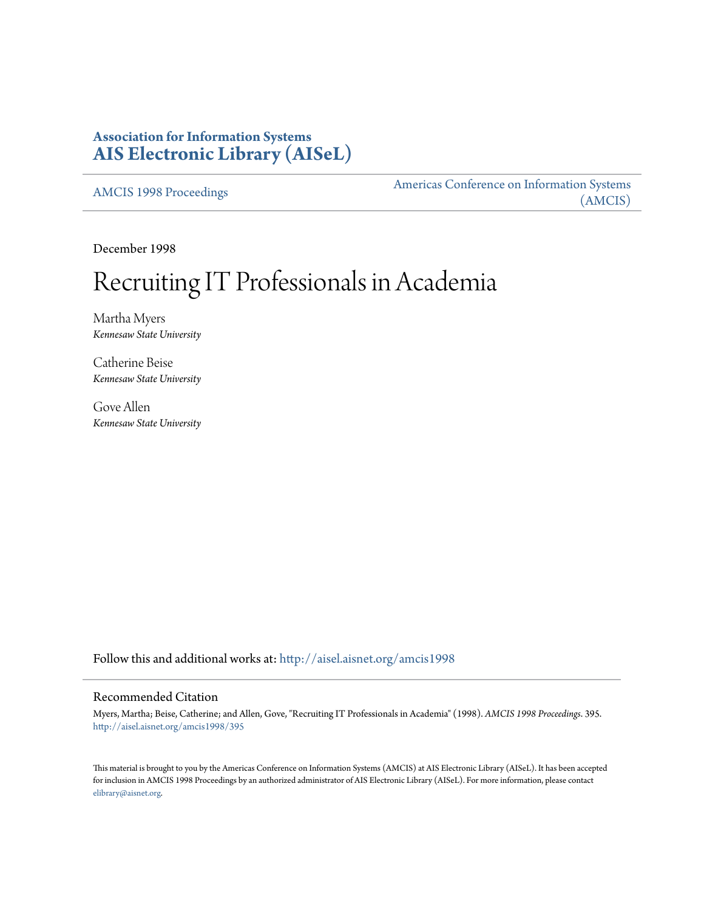**Association for Information Systems**
**AIS Electronic Library (AISeL)**

AMCIS 1998 Proceedings

Americas Conference on Information Systems (AMCIS)

December 1998

# Recruiting IT Professionals in Academia

Martha Myers
*Kennesaw State University*

Catherine Beise
*Kennesaw State University*

Gove Allen
*Kennesaw State University*

Follow this and additional works at: http://aisel.aisnet.org/amcis1998

## Recommended Citation

Myers, Martha; Beise, Catherine; and Allen, Gove, "Recruiting IT Professionals in Academia" (1998). *AMCIS 1998 Proceedings*. 395.
http://aisel.aisnet.org/amcis1998/395

This material is brought to you by the Americas Conference on Information Systems (AMCIS) at AIS Electronic Library (AISeL). It has been accepted for inclusion in AMCIS 1998 Proceedings by an authorized administrator of AIS Electronic Library (AISeL). For more information, please contact elibrary@aisnet.org.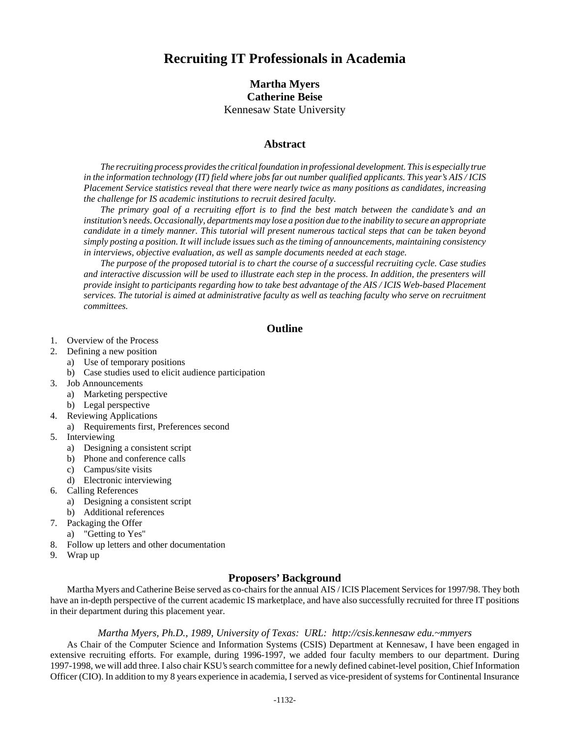# Recruiting IT Professionals in Academia

**Martha Myers**
**Catherine Beise**
Kennesaw State University

## Abstract

*The recruiting process provides the critical foundation in professional development. This is especially true in the information technology (IT) field where jobs far out number qualified applicants. This year's AIS / ICIS Placement Service statistics reveal that there were nearly twice as many positions as candidates, increasing the challenge for IS academic institutions to recruit desired faculty.*

*The primary goal of a recruiting effort is to find the best match between the candidate's and an institution's needs. Occasionally, departments may lose a position due to the inability to secure an appropriate candidate in a timely manner. This tutorial will present numerous tactical steps that can be taken beyond simply posting a position. It will include issues such as the timing of announcements, maintaining consistency in interviews, objective evaluation, as well as sample documents needed at each stage.*

*The purpose of the proposed tutorial is to chart the course of a successful recruiting cycle. Case studies and interactive discussion will be used to illustrate each step in the process. In addition, the presenters will provide insight to participants regarding how to take best advantage of the AIS / ICIS Web-based Placement services. The tutorial is aimed at administrative faculty as well as teaching faculty who serve on recruitment committees.*

## Outline

1. Overview of the Process
2. Defining a new position
   a) Use of temporary positions
   b) Case studies used to elicit audience participation
3. Job Announcements
   a) Marketing perspective
   b) Legal perspective
4. Reviewing Applications
   a) Requirements first, Preferences second
5. Interviewing
   a) Designing a consistent script
   b) Phone and conference calls
   c) Campus/site visits
   d) Electronic interviewing
6. Calling References
   a) Designing a consistent script
   b) Additional references
7. Packaging the Offer
   a) "Getting to Yes"
8. Follow up letters and other documentation
9. Wrap up

## Proposers' Background

Martha Myers and Catherine Beise served as co-chairs for the annual AIS / ICIS Placement Services for 1997/98. They both have an in-depth perspective of the current academic IS marketplace, and have also successfully recruited for three IT positions in their department during this placement year.

*Martha Myers, Ph.D., 1989, University of Texas: URL: http://csis.kennesaw edu.~mmyers*

As Chair of the Computer Science and Information Systems (CSIS) Department at Kennesaw, I have been engaged in extensive recruiting efforts. For example, during 1996-1997, we added four faculty members to our department. During 1997-1998, we will add three. I also chair KSU's search committee for a newly defined cabinet-level position, Chief Information Officer (CIO). In addition to my 8 years experience in academia, I served as vice-president of systems for Continental Insurance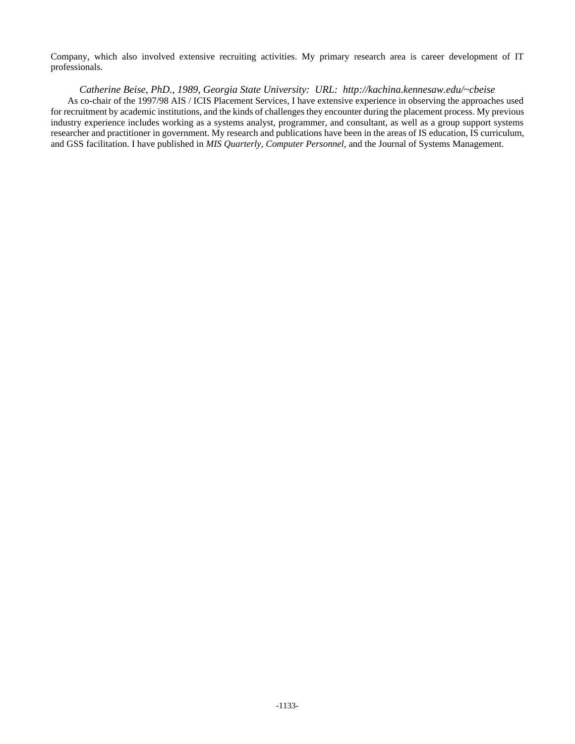Company, which also involved extensive recruiting activities. My primary research area is career development of IT professionals.

*Catherine Beise, PhD., 1989, Georgia State University: URL: http://kachina.kennesaw.edu/~cbeise*

As co-chair of the 1997/98 AIS / ICIS Placement Services, I have extensive experience in observing the approaches used for recruitment by academic institutions, and the kinds of challenges they encounter during the placement process. My previous industry experience includes working as a systems analyst, programmer, and consultant, as well as a group support systems researcher and practitioner in government. My research and publications have been in the areas of IS education, IS curriculum, and GSS facilitation. I have published in *MIS Quarterly, Computer Personnel,* and the Journal of Systems Management.